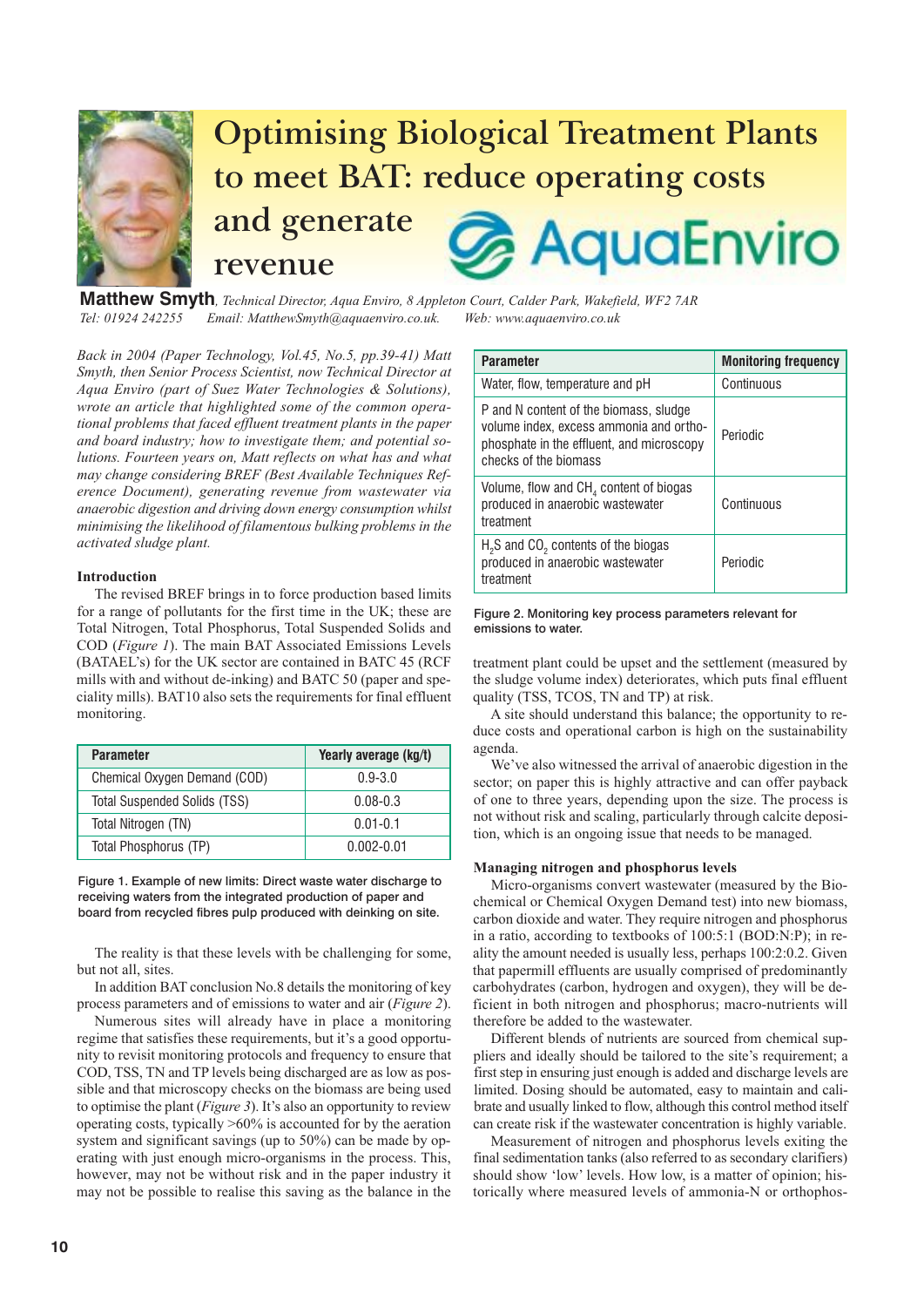# Optimising Biological Treatment Plants to meet BAT: reduce operating costs and generate revenue

**Matthew Smyth**, *Technical Director, Aqua Enviro, 8 Appleton Court, Calder Park, Wakefield, WF2 7AR*
*Tel: 01924 242255 Email: MatthewSmyth@aquaenviro.co.uk. Web: www.aquaenviro.co.uk*

*Back in 2004 (Paper Technology, Vol.45, No.5, pp.39-41) Matt Smyth, then Senior Process Scientist, now Technical Director at Aqua Enviro (part of Suez Water Technologies & Solutions), wrote an article that highlighted some of the common operational problems that faced effluent treatment plants in the paper and board industry; how to investigate them; and potential solutions. Fourteen years on, Matt reflects on what has and what may change considering BREF (Best Available Techniques Reference Document), generating revenue from wastewater via anaerobic digestion and driving down energy consumption whilst minimising the likelihood of filamentous bulking problems in the activated sludge plant.*

### Introduction

The revised BREF brings in to force production based limits for a range of pollutants for the first time in the UK; these are Total Nitrogen, Total Phosphorus, Total Suspended Solids and COD (*Figure 1*). The main BAT Associated Emissions Levels (BATAEL's) for the UK sector are contained in BATC 45 (RCF mills with and without de-inking) and BATC 50 (paper and speciality mills). BAT10 also sets the requirements for final effluent monitoring.

| Parameter | Yearly average (kg/t) |
|---|---|
| Chemical Oxygen Demand (COD) | 0.9-3.0 |
| Total Suspended Solids (TSS) | 0.08-0.3 |
| Total Nitrogen (TN) | 0.01-0.1 |
| Total Phosphorus (TP) | 0.002-0.01 |

Figure 1. Example of new limits: Direct waste water discharge to receiving waters from the integrated production of paper and board from recycled fibres pulp produced with deinking on site.

The reality is that these levels with be challenging for some, but not all, sites.

In addition BAT conclusion No.8 details the monitoring of key process parameters and of emissions to water and air (*Figure 2*).

Numerous sites will already have in place a monitoring regime that satisfies these requirements, but it's a good opportunity to revisit monitoring protocols and frequency to ensure that COD, TSS, TN and TP levels being discharged are as low as possible and that microscopy checks on the biomass are being used to optimise the plant (*Figure 3*). It's also an opportunity to review operating costs, typically >60% is accounted for by the aeration system and significant savings (up to 50%) can be made by operating with just enough micro-organisms in the process. This, however, may not be without risk and in the paper industry it may not be possible to realise this saving as the balance in the treatment plant could be upset and the settlement (measured by the sludge volume index) deteriorates, which puts final effluent quality (TSS, TCOS, TN and TP) at risk.

| Parameter | Monitoring frequency |
|---|---|
| Water, flow, temperature and pH | Continuous |
| P and N content of the biomass, sludge volume index, excess ammonia and orthophosphate in the effluent, and microscopy checks of the biomass | Periodic |
| Volume, flow and $CH_4$ content of biogas produced in anaerobic wastewater treatment | Continuous |
| $H_2S$ and $CO_2$ contents of the biogas produced in anaerobic wastewater treatment | Periodic |

Figure 2. Monitoring key process parameters relevant for emissions to water.

A site should understand this balance; the opportunity to reduce costs and operational carbon is high on the sustainability agenda.

We've also witnessed the arrival of anaerobic digestion in the sector; on paper this is highly attractive and can offer payback of one to three years, depending upon the size. The process is not without risk and scaling, particularly through calcite deposition, which is an ongoing issue that needs to be managed.

### Managing nitrogen and phosphorus levels

Micro-organisms convert wastewater (measured by the Biochemical or Chemical Oxygen Demand test) into new biomass, carbon dioxide and water. They require nitrogen and phosphorus in a ratio, according to textbooks of 100:5:1 (BOD:N:P); in reality the amount needed is usually less, perhaps 100:2:0.2. Given that papermill effluents are usually comprised of predominantly carbohydrates (carbon, hydrogen and oxygen), they will be deficient in both nitrogen and phosphorus; macro-nutrients will therefore be added to the wastewater.

Different blends of nutrients are sourced from chemical suppliers and ideally should be tailored to the site's requirement; a first step in ensuring just enough is added and discharge levels are limited. Dosing should be automated, easy to maintain and calibrate and usually linked to flow, although this control method itself can create risk if the wastewater concentration is highly variable.

Measurement of nitrogen and phosphorus levels exiting the final sedimentation tanks (also referred to as secondary clarifiers) should show 'low' levels. How low, is a matter of opinion; historically where measured levels of ammonia-N or orthophos-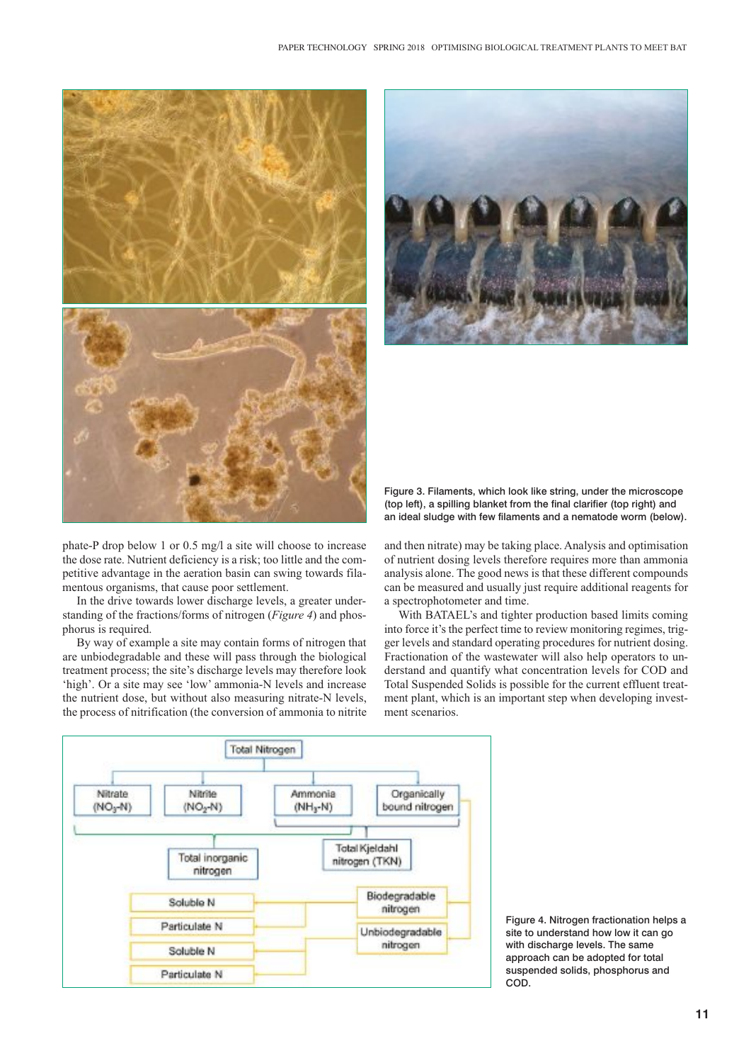Figure 3. Filaments, which look like string, under the microscope (top left), a spilling blanket from the final clarifier (top right) and an ideal sludge with few filaments and a nematode worm (below).

phate-P drop below 1 or 0.5 mg/l a site will choose to increase the dose rate. Nutrient deficiency is a risk; too little and the competitive advantage in the aeration basin can swing towards filamentous organisms, that cause poor settlement.

In the drive towards lower discharge levels, a greater understanding of the fractions/forms of nitrogen (*Figure 4*) and phosphorus is required.

By way of example a site may contain forms of nitrogen that are unbiodegradable and these will pass through the biological treatment process; the site's discharge levels may therefore look 'high'. Or a site may see 'low' ammonia-N levels and increase the nutrient dose, but without also measuring nitrate-N levels, the process of nitrification (the conversion of ammonia to nitrite and then nitrate) may be taking place. Analysis and optimisation of nutrient dosing levels therefore requires more than ammonia analysis alone. The good news is that these different compounds can be measured and usually just require additional reagents for a spectrophotometer and time.

With BATAEL's and tighter production based limits coming into force it's the perfect time to review monitoring regimes, trigger levels and standard operating procedures for nutrient dosing. Fractionation of the wastewater will also help operators to understand and quantify what concentration levels for COD and Total Suspended Solids is possible for the current effluent treatment plant, which is an important step when developing investment scenarios.

Figure 4. Nitrogen fractionation helps a site to understand how low it can go with discharge levels. The same approach can be adopted for total suspended solids, phosphorus and COD.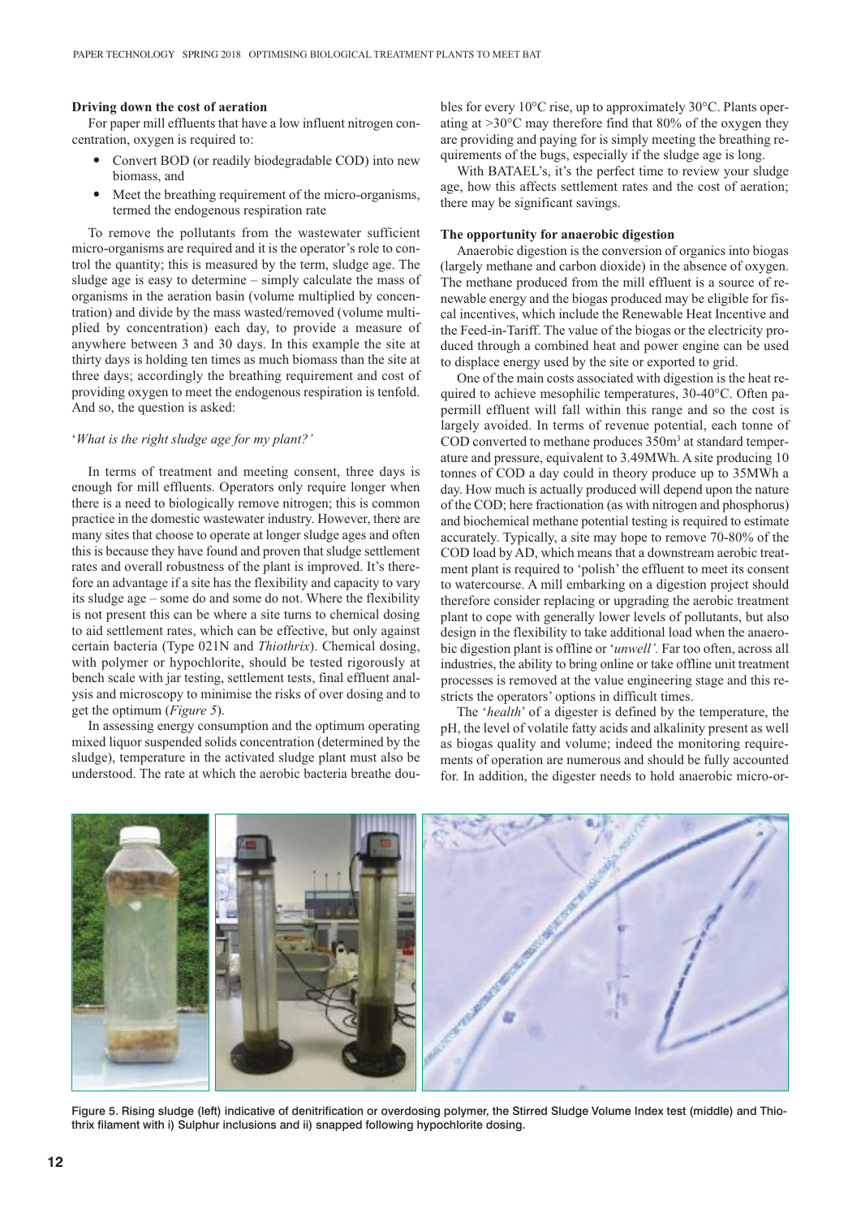### Driving down the cost of aeration

For paper mill effluents that have a low influent nitrogen concentration, oxygen is required to:

- Convert BOD (or readily biodegradable COD) into new biomass, and
- Meet the breathing requirement of the micro-organisms, termed the endogenous respiration rate

To remove the pollutants from the wastewater sufficient micro-organisms are required and it is the operator's role to control the quantity; this is measured by the term, sludge age. The sludge age is easy to determine – simply calculate the mass of organisms in the aeration basin (volume multiplied by concentration) and divide by the mass wasted/removed (volume multiplied by concentration) each day, to provide a measure of anywhere between 3 and 30 days. In this example the site at thirty days is holding ten times as much biomass than the site at three days; accordingly the breathing requirement and cost of providing oxygen to meet the endogenous respiration is tenfold. And so, the question is asked:

'*What is the right sludge age for my plant?'*

In terms of treatment and meeting consent, three days is enough for mill effluents. Operators only require longer when there is a need to biologically remove nitrogen; this is common practice in the domestic wastewater industry. However, there are many sites that choose to operate at longer sludge ages and often this is because they have found and proven that sludge settlement rates and overall robustness of the plant is improved. It's therefore an advantage if a site has the flexibility and capacity to vary its sludge age – some do and some do not. Where the flexibility is not present this can be where a site turns to chemical dosing to aid settlement rates, which can be effective, but only against certain bacteria (Type 021N and *Thiothrix*). Chemical dosing, with polymer or hypochlorite, should be tested rigorously at bench scale with jar testing, settlement tests, final effluent analysis and microscopy to minimise the risks of over dosing and to get the optimum (*Figure 5*).

In assessing energy consumption and the optimum operating mixed liquor suspended solids concentration (determined by the sludge), temperature in the activated sludge plant must also be understood. The rate at which the aerobic bacteria breathe doubles for every 10°C rise, up to approximately 30°C. Plants operating at >30°C may therefore find that 80% of the oxygen they are providing and paying for is simply meeting the breathing requirements of the bugs, especially if the sludge age is long.

With BATAEL's, it's the perfect time to review your sludge age, how this affects settlement rates and the cost of aeration; there may be significant savings.

### The opportunity for anaerobic digestion

Anaerobic digestion is the conversion of organics into biogas (largely methane and carbon dioxide) in the absence of oxygen. The methane produced from the mill effluent is a source of renewable energy and the biogas produced may be eligible for fiscal incentives, which include the Renewable Heat Incentive and the Feed-in-Tariff. The value of the biogas or the electricity produced through a combined heat and power engine can be used to displace energy used by the site or exported to grid.

One of the main costs associated with digestion is the heat required to achieve mesophilic temperatures, 30-40°C. Often papermill effluent will fall within this range and so the cost is largely avoided. In terms of revenue potential, each tonne of COD converted to methane produces 350m$^3$ at standard temperature and pressure, equivalent to 3.49MWh. A site producing 10 tonnes of COD a day could in theory produce up to 35MWh a day. How much is actually produced will depend upon the nature of the COD; here fractionation (as with nitrogen and phosphorus) and biochemical methane potential testing is required to estimate accurately. Typically, a site may hope to remove 70-80% of the COD load by AD, which means that a downstream aerobic treatment plant is required to 'polish' the effluent to meet its consent to watercourse. A mill embarking on a digestion project should therefore consider replacing or upgrading the aerobic treatment plant to cope with generally lower levels of pollutants, but also design in the flexibility to take additional load when the anaerobic digestion plant is offline or '*unwell'*. Far too often, across all industries, the ability to bring online or take offline unit treatment processes is removed at the value engineering stage and this restricts the operators' options in difficult times.

The '*health*' of a digester is defined by the temperature, the pH, the level of volatile fatty acids and alkalinity present as well as biogas quality and volume; indeed the monitoring requirements of operation are numerous and should be fully accounted for. In addition, the digester needs to hold anaerobic micro-or-

Figure 5. Rising sludge (left) indicative of denitrification or overdosing polymer, the Stirred Sludge Volume Index test (middle) and Thiothrix filament with i) Sulphur inclusions and ii) snapped following hypochlorite dosing.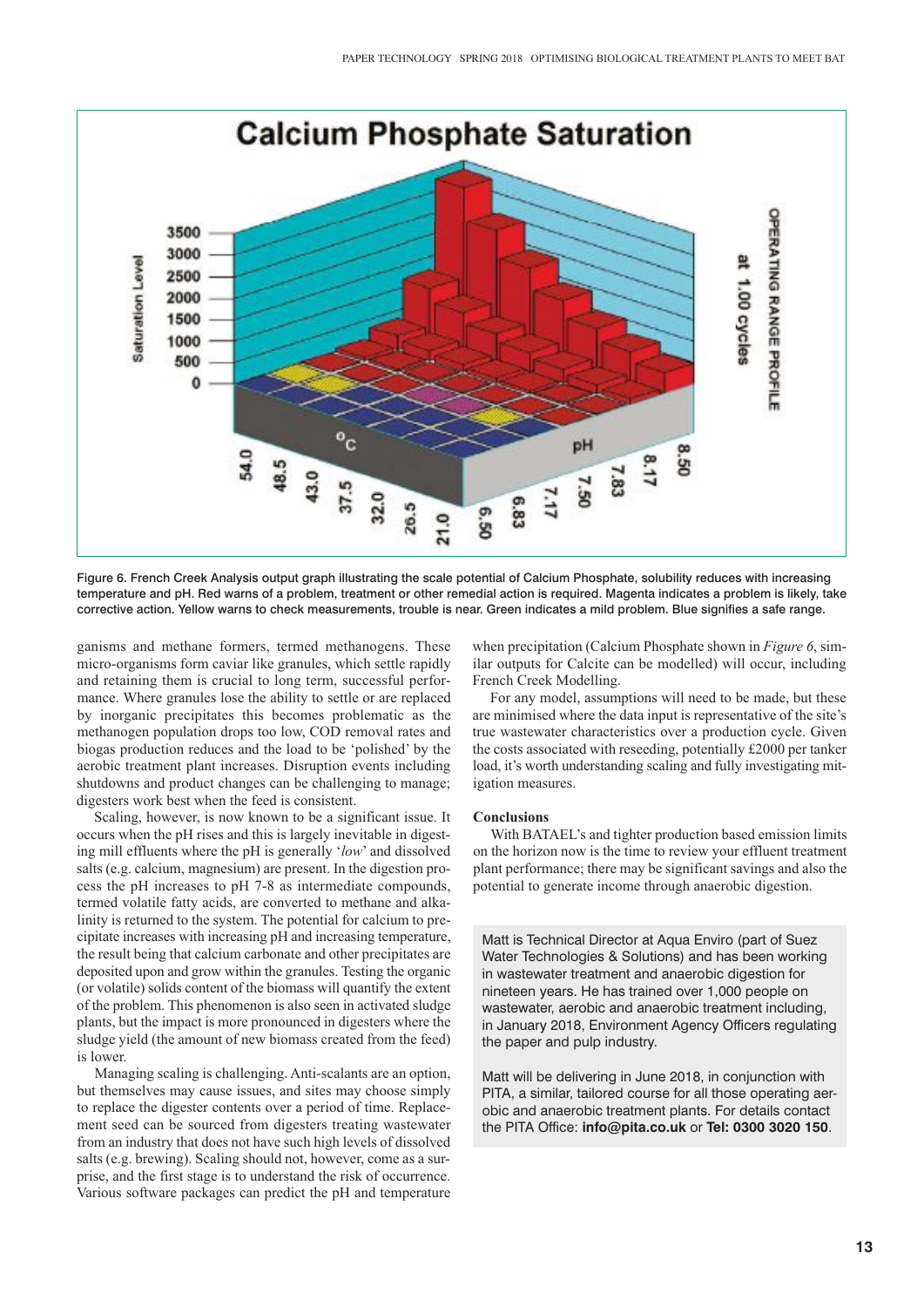Calcium Phosphate Saturation

Saturation Level

3500
3000
2500
2000
1500
1000
500
0

°C

54.0
48.5
43.0
37.5
32.0
26.5
21.0

pH

6.50
6.83
7.17
7.50
7.83
8.17
8.50

OPERATING RANGE PROFILE
at 1.00 cycles

Figure 6. French Creek Analysis output graph illustrating the scale potential of Calcium Phosphate, solubility reduces with increasing temperature and pH. Red warns of a problem, treatment or other remedial action is required. Magenta indicates a problem is likely, take corrective action. Yellow warns to check measurements, trouble is near. Green indicates a mild problem. Blue signifies a safe range.

ganisms and methane formers, termed methanogens. These micro-organisms form caviar like granules, which settle rapidly and retaining them is crucial to long term, successful performance. Where granules lose the ability to settle or are replaced by inorganic precipitates this becomes problematic as the methanogen population drops too low, COD removal rates and biogas production reduces and the load to be 'polished' by the aerobic treatment plant increases. Disruption events including shutdowns and product changes can be challenging to manage; digesters work best when the feed is consistent.

Scaling, however, is now known to be a significant issue. It occurs when the pH rises and this is largely inevitable in digesting mill effluents where the pH is generally '*low*' and dissolved salts (e.g. calcium, magnesium) are present. In the digestion process the pH increases to pH 7-8 as intermediate compounds, termed volatile fatty acids, are converted to methane and alkalinity is returned to the system. The potential for calcium to precipitate increases with increasing pH and increasing temperature, the result being that calcium carbonate and other precipitates are deposited upon and grow within the granules. Testing the organic (or volatile) solids content of the biomass will quantify the extent of the problem. This phenomenon is also seen in activated sludge plants, but the impact is more pronounced in digesters where the sludge yield (the amount of new biomass created from the feed) is lower.

Managing scaling is challenging. Anti-scalants are an option, but themselves may cause issues, and sites may choose simply to replace the digester contents over a period of time. Replacement seed can be sourced from digesters treating wastewater from an industry that does not have such high levels of dissolved salts (e.g. brewing). Scaling should not, however, come as a surprise, and the first stage is to understand the risk of occurrence. Various software packages can predict the pH and temperature when precipitation (Calcium Phosphate shown in *Figure 6*, similar outputs for Calcite can be modelled) will occur, including French Creek Modelling.

For any model, assumptions will need to be made, but these are minimised where the data input is representative of the site's true wastewater characteristics over a production cycle. Given the costs associated with reseeding, potentially £2000 per tanker load, it's worth understanding scaling and fully investigating mitigation measures.

### Conclusions

With BATAEL's and tighter production based emission limits on the horizon now is the time to review your effluent treatment plant performance; there may be significant savings and also the potential to generate income through anaerobic digestion.

Matt is Technical Director at Aqua Enviro (part of Suez Water Technologies & Solutions) and has been working in wastewater treatment and anaerobic digestion for nineteen years. He has trained over 1,000 people on wastewater, aerobic and anaerobic treatment including, in January 2018, Environment Agency Officers regulating the paper and pulp industry.

Matt will be delivering in June 2018, in conjunction with PITA, a similar, tailored course for all those operating aerobic and anaerobic treatment plants. For details contact the PITA Office: **info@pita.co.uk** or **Tel: 0300 3020 150**.